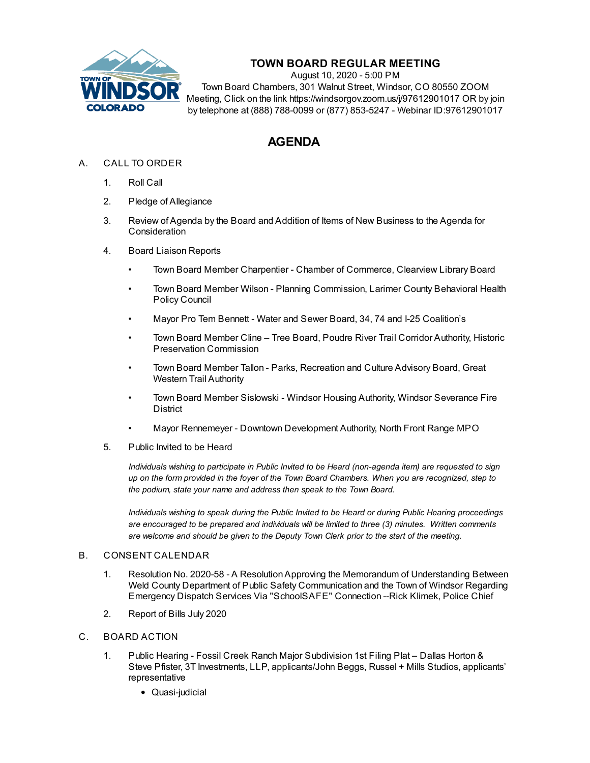# TOWN BOARD REGULAR MEETING

August 10, 2020 - 5:00 PM

Town Board Chambers, 301 Walnut Street, Windsor, CO 80550 ZOOM Meeting, Click on the link https://windsorgov.zoom.us/j/97612901017 OR by join by telephone at (888) 788-0099 or (877) 853-5247 - Webinar ID:97612901017

## AGENDA

A. CALL TO ORDER

1. Roll Call
2. Pledge of Allegiance
3. Review of Agenda by the Board and Addition of Items of New Business to the Agenda for Consideration
4. Board Liaison Reports
   - Town Board Member Charpentier - Chamber of Commerce, Clearview Library Board
   - Town Board Member Wilson - Planning Commission, Larimer County Behavioral Health Policy Council
   - Mayor Pro Tem Bennett - Water and Sewer Board, 34, 74 and I-25 Coalition's
   - Town Board Member Cline – Tree Board, Poudre River Trail Corridor Authority, Historic Preservation Commission
   - Town Board Member Tallon - Parks, Recreation and Culture Advisory Board, Great Western Trail Authority
   - Town Board Member Sislowski - Windsor Housing Authority, Windsor Severance Fire District
   - Mayor Rennemeyer - Downtown Development Authority, North Front Range MPO
5. Public Invited to be Heard

   *Individuals wishing to participate in Public Invited to be Heard (non-agenda item) are requested to sign up on the form provided in the foyer of the Town Board Chambers. When you are recognized, step to the podium, state your name and address then speak to the Town Board.*

   *Individuals wishing to speak during the Public Invited to be Heard or during Public Hearing proceedings are encouraged to be prepared and individuals will be limited to three (3) minutes. Written comments are welcome and should be given to the Deputy Town Clerk prior to the start of the meeting.*

B. CONSENT CALENDAR

1. Resolution No. 2020-58 - A Resolution Approving the Memorandum of Understanding Between Weld County Department of Public Safety Communication and the Town of Windsor Regarding Emergency Dispatch Services Via "SchoolSAFE" Connection --Rick Klimek, Police Chief
2. Report of Bills July 2020

C. BOARD ACTION

1. Public Hearing - Fossil Creek Ranch Major Subdivision 1st Filing Plat – Dallas Horton & Steve Pfister, 3T Investments, LLP, applicants/John Beggs, Russel + Mills Studios, applicants' representative
   - Quasi-judicial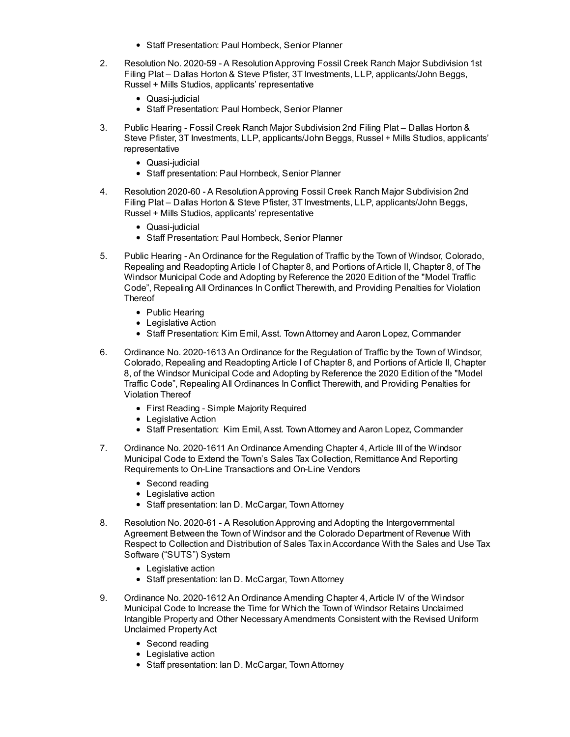- Staff Presentation: Paul Hornbeck, Senior Planner

2. Resolution No. 2020-59 - A Resolution Approving Fossil Creek Ranch Major Subdivision 1st Filing Plat – Dallas Horton & Steve Pfister, 3T Investments, LLP, applicants/John Beggs, Russel + Mills Studios, applicants' representative
   - Quasi-judicial
   - Staff Presentation: Paul Hornbeck, Senior Planner

3. Public Hearing - Fossil Creek Ranch Major Subdivision 2nd Filing Plat – Dallas Horton & Steve Pfister, 3T Investments, LLP, applicants/John Beggs, Russel + Mills Studios, applicants' representative
   - Quasi-judicial
   - Staff presentation: Paul Hornbeck, Senior Planner

4. Resolution 2020-60 - A Resolution Approving Fossil Creek Ranch Major Subdivision 2nd Filing Plat – Dallas Horton & Steve Pfister, 3T Investments, LLP, applicants/John Beggs, Russel + Mills Studios, applicants' representative
   - Quasi-judicial
   - Staff Presentation: Paul Hornbeck, Senior Planner

5. Public Hearing - An Ordinance for the Regulation of Traffic by the Town of Windsor, Colorado, Repealing and Readopting Article I of Chapter 8, and Portions of Article II, Chapter 8, of The Windsor Municipal Code and Adopting by Reference the 2020 Edition of the "Model Traffic Code", Repealing All Ordinances In Conflict Therewith, and Providing Penalties for Violation Thereof
   - Public Hearing
   - Legislative Action
   - Staff Presentation: Kim Emil, Asst. Town Attorney and Aaron Lopez, Commander

6. Ordinance No. 2020-1613 An Ordinance for the Regulation of Traffic by the Town of Windsor, Colorado, Repealing and Readopting Article I of Chapter 8, and Portions of Article II, Chapter 8, of the Windsor Municipal Code and Adopting by Reference the 2020 Edition of the "Model Traffic Code", Repealing All Ordinances In Conflict Therewith, and Providing Penalties for Violation Thereof
   - First Reading - Simple Majority Required
   - Legislative Action
   - Staff Presentation: Kim Emil, Asst. Town Attorney and Aaron Lopez, Commander

7. Ordinance No. 2020-1611 An Ordinance Amending Chapter 4, Article III of the Windsor Municipal Code to Extend the Town's Sales Tax Collection, Remittance And Reporting Requirements to On-Line Transactions and On-Line Vendors
   - Second reading
   - Legislative action
   - Staff presentation: Ian D. McCargar, Town Attorney

8. Resolution No. 2020-61 - A Resolution Approving and Adopting the Intergovernmental Agreement Between the Town of Windsor and the Colorado Department of Revenue With Respect to Collection and Distribution of Sales Tax in Accordance With the Sales and Use Tax Software ("SUTS") System
   - Legislative action
   - Staff presentation: Ian D. McCargar, Town Attorney

9. Ordinance No. 2020-1612 An Ordinance Amending Chapter 4, Article IV of the Windsor Municipal Code to Increase the Time for Which the Town of Windsor Retains Unclaimed Intangible Property and Other Necessary Amendments Consistent with the Revised Uniform Unclaimed Property Act
   - Second reading
   - Legislative action
   - Staff presentation: Ian D. McCargar, Town Attorney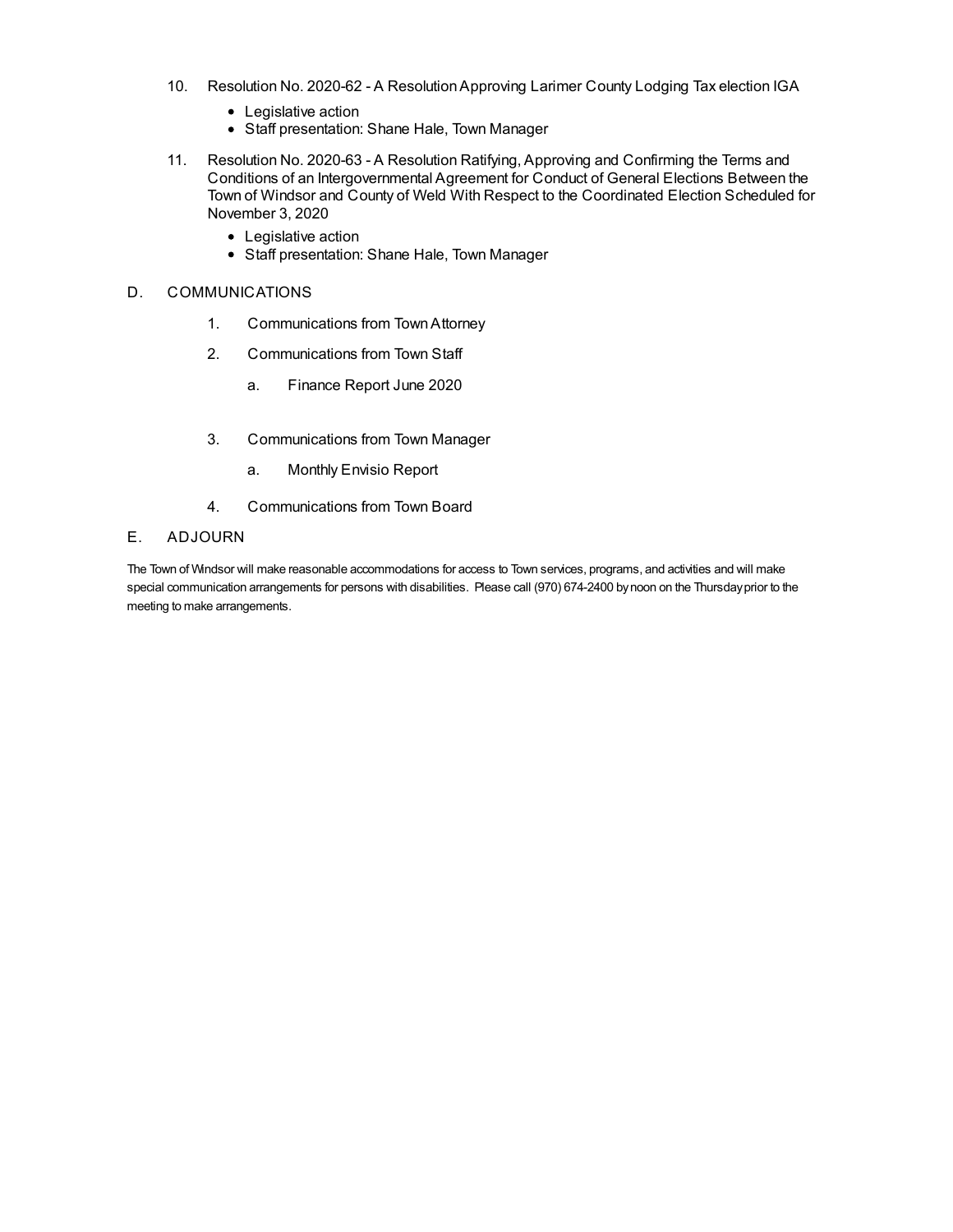10. Resolution No. 2020-62 - A Resolution Approving Larimer County Lodging Tax election IGA
    - Legislative action
    - Staff presentation: Shane Hale, Town Manager

11. Resolution No. 2020-63 - A Resolution Ratifying, Approving and Confirming the Terms and Conditions of an Intergovernmental Agreement for Conduct of General Elections Between the Town of Windsor and County of Weld With Respect to the Coordinated Election Scheduled for November 3, 2020
    - Legislative action
    - Staff presentation: Shane Hale, Town Manager

D. COMMUNICATIONS

1. Communications from Town Attorney
2. Communications from Town Staff
    a. Finance Report June 2020
3. Communications from Town Manager
    a. Monthly Envisio Report
4. Communications from Town Board

E. ADJOURN

The Town of Windsor will make reasonable accommodations for access to Town services, programs, and activities and will make special communication arrangements for persons with disabilities. Please call (970) 674-2400 by noon on the Thursday prior to the meeting to make arrangements.